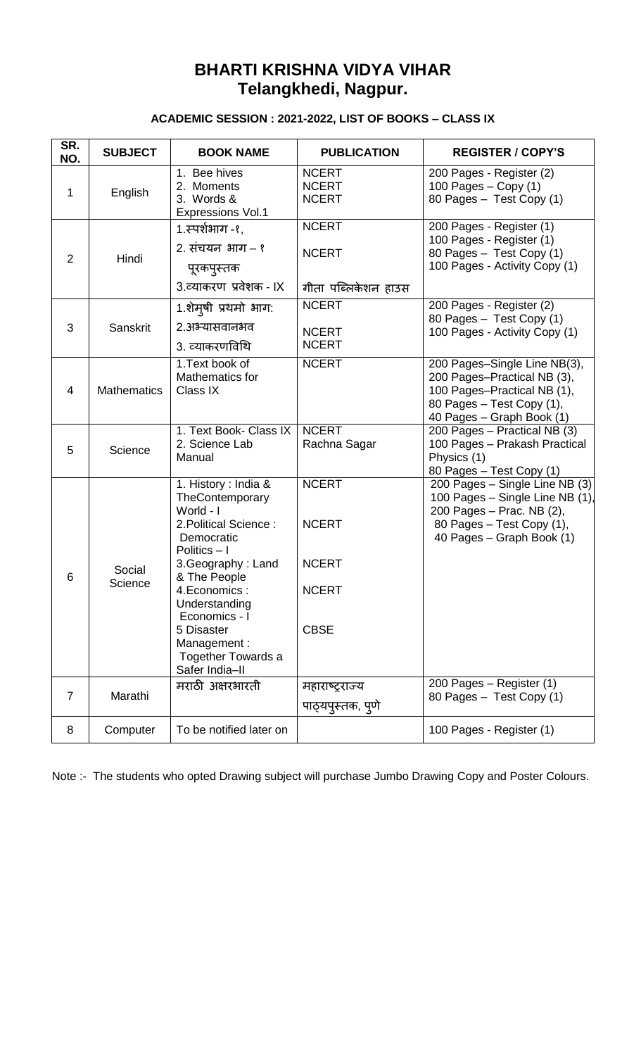# BHARTI KRISHNA VIDYA VIHAR
## Telangkhedi, Nagpur.

### ACADEMIC SESSION : 2021-2022, LIST OF BOOKS – CLASS IX

| SR. NO. | SUBJECT | BOOK NAME | PUBLICATION | REGISTER / COPY'S |
|---|---|---|---|---|
| 1 | English | 1. Bee hives<br>2. Moments<br>3. Words & Expressions Vol.1 | NCERT<br>NCERT<br>NCERT | 200 Pages - Register (2)<br>100 Pages – Copy (1)<br>80 Pages – Test Copy (1) |
| 2 | Hindi | 1.स्पर्शभाग -१,<br>2. संचयन भाग – १ पूरकपुस्तक<br>3.व्याकरण प्रवेशक - IX | NCERT<br>NCERT<br>गीता पब्लिकेशन हाउस | 200 Pages - Register (1)<br>100 Pages - Register (1)<br>80 Pages – Test Copy (1)<br>100 Pages - Activity Copy (1) |
| 3 | Sanskrit | 1.शेमुषी प्रथमो भाग:<br>2.अभ्यासवानभव<br>3. व्याकरणविथि | NCERT<br>NCERT<br>NCERT | 200 Pages - Register (2)<br>80 Pages – Test Copy (1)<br>100 Pages - Activity Copy (1) |
| 4 | Mathematics | 1.Text book of Mathematics for Class IX | NCERT | 200 Pages–Single Line NB(3),<br>200 Pages–Practical NB (3),<br>100 Pages–Practical NB (1),<br>80 Pages – Test Copy (1),<br>40 Pages – Graph Book (1) |
| 5 | Science | 1. Text Book- Class IX<br>2. Science Lab Manual | NCERT<br>Rachna Sagar | 200 Pages – Practical NB (3)<br>100 Pages – Prakash Practical Physics (1)<br>80 Pages – Test Copy (1) |
| 6 | Social Science | 1. History : India & TheContemporary World - I<br>2.Political Science : Democratic Politics – I<br>3.Geography : Land & The People<br>4.Economics : Understanding Economics - I<br>5 Disaster Management : Together Towards a Safer India–II | NCERT<br>NCERT<br>NCERT<br>NCERT<br>CBSE | 200 Pages – Single Line NB (3)<br>100 Pages – Single Line NB (1),<br>200 Pages – Prac. NB (2),<br>80 Pages – Test Copy (1),<br>40 Pages – Graph Book (1) |
| 7 | Marathi | मराठी अक्षरभारती | महाराष्ट्राज्य पाठ्यपुस्तक, पुणे | 200 Pages – Register (1)<br>80 Pages – Test Copy (1) |
| 8 | Computer | To be notified later on | | 100 Pages - Register (1) |

Note :- The students who opted Drawing subject will purchase Jumbo Drawing Copy and Poster Colours.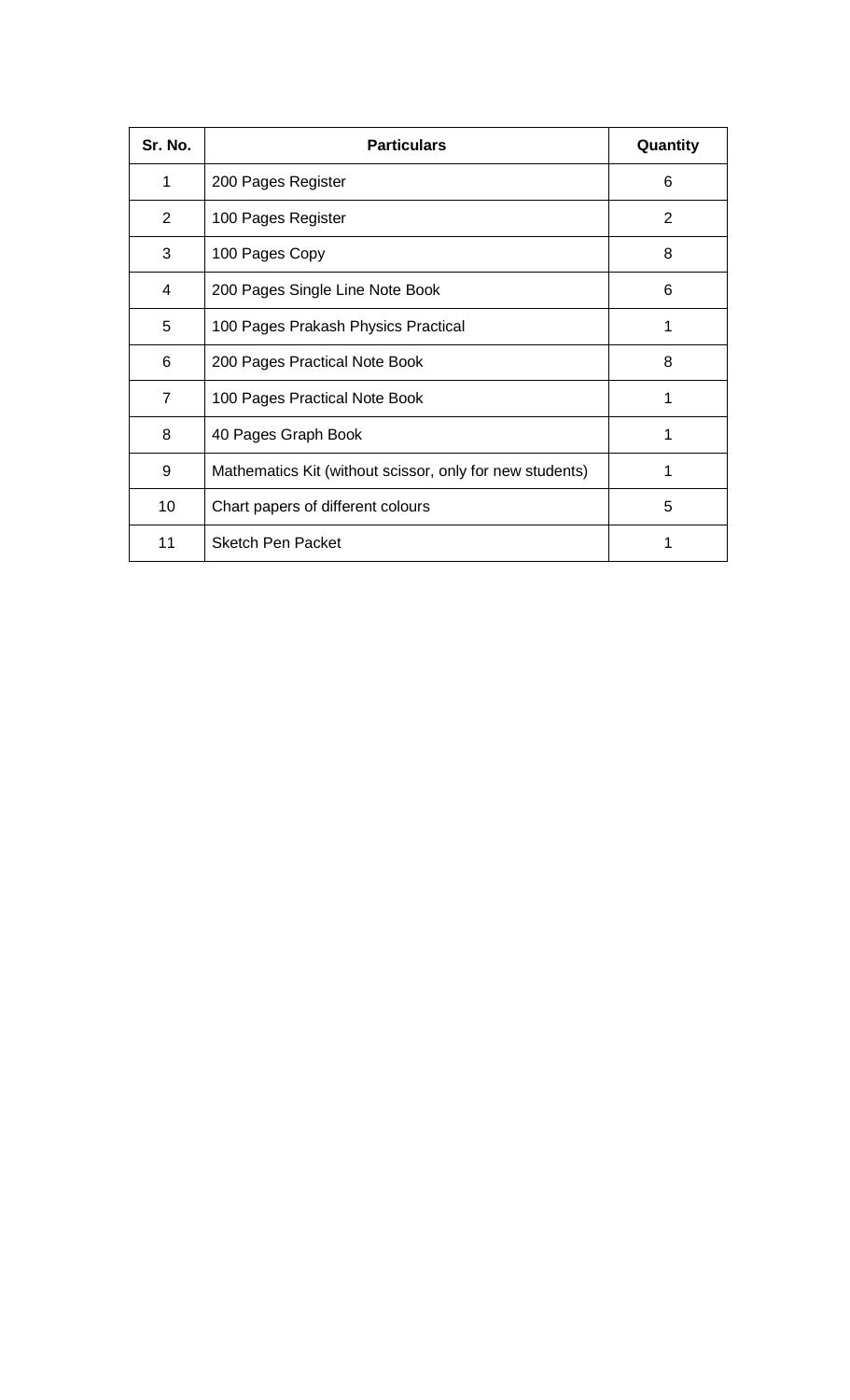| Sr. No. | Particulars | Quantity |
|---|---|---|
| 1 | 200 Pages Register | 6 |
| 2 | 100 Pages Register | 2 |
| 3 | 100 Pages Copy | 8 |
| 4 | 200 Pages Single Line Note Book | 6 |
| 5 | 100 Pages Prakash Physics Practical | 1 |
| 6 | 200 Pages Practical Note Book | 8 |
| 7 | 100 Pages Practical Note Book | 1 |
| 8 | 40 Pages Graph Book | 1 |
| 9 | Mathematics Kit (without scissor, only for new students) | 1 |
| 10 | Chart papers of different colours | 5 |
| 11 | Sketch Pen Packet | 1 |